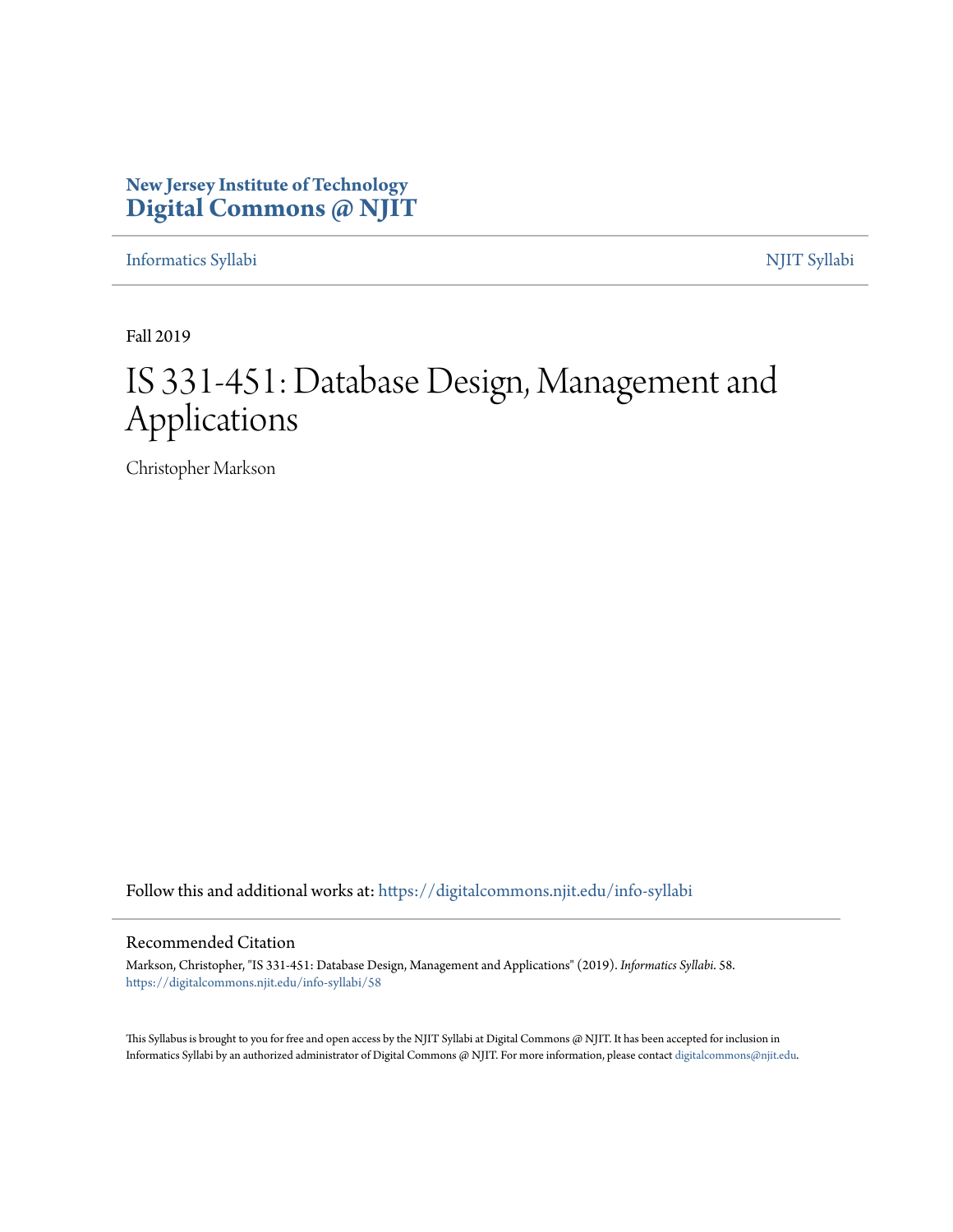New Jersey Institute of Technology
**Digital Commons @ NJIT**

Informatics Syllabi | NJIT Syllabi

Fall 2019

# IS 331-451: Database Design, Management and Applications

Christopher Markson

Follow this and additional works at: https://digitalcommons.njit.edu/info-syllabi

## Recommended Citation

Markson, Christopher, "IS 331-451: Database Design, Management and Applications" (2019). *Informatics Syllabi*. 58.
https://digitalcommons.njit.edu/info-syllabi/58

This Syllabus is brought to you for free and open access by the NJIT Syllabi at Digital Commons @ NJIT. It has been accepted for inclusion in Informatics Syllabi by an authorized administrator of Digital Commons @ NJIT. For more information, please contact digitalcommons@njit.edu.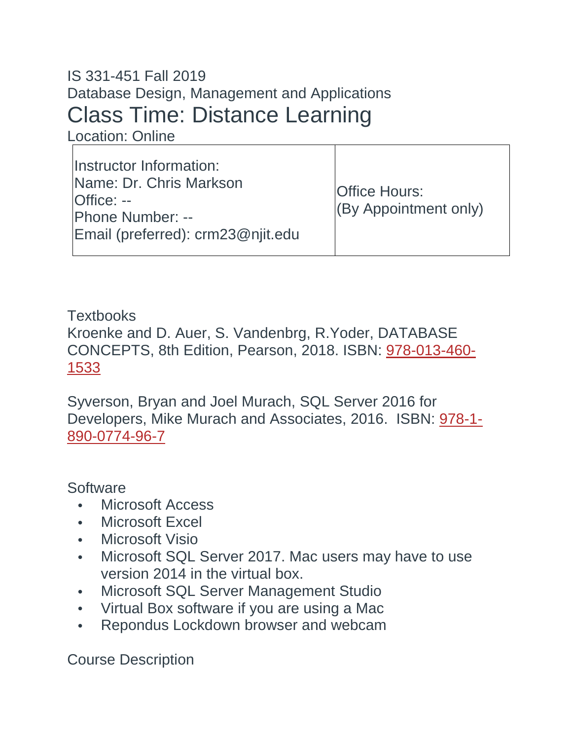IS 331-451 Fall 2019

Database Design, Management and Applications

# Class Time: Distance Learning

Location: Online

| Instructor Information:<br>Name: Dr. Chris Markson<br>Office: --<br>Phone Number: --<br>Email (preferred): crm23@njit.edu | Office Hours:<br>(By Appointment only) |
| --- | --- |

## Textbooks

Kroenke and D. Auer, S. Vandenbrg, R.Yoder, DATABASE CONCEPTS, 8th Edition, Pearson, 2018. ISBN: 978-013-460-1533

Syverson, Bryan and Joel Murach, SQL Server 2016 for Developers, Mike Murach and Associates, 2016. ISBN: 978-1-890-0774-96-7

## Software

- Microsoft Access
- Microsoft Excel
- Microsoft Visio
- Microsoft SQL Server 2017. Mac users may have to use version 2014 in the virtual box.
- Microsoft SQL Server Management Studio
- Virtual Box software if you are using a Mac
- Repondus Lockdown browser and webcam

## Course Description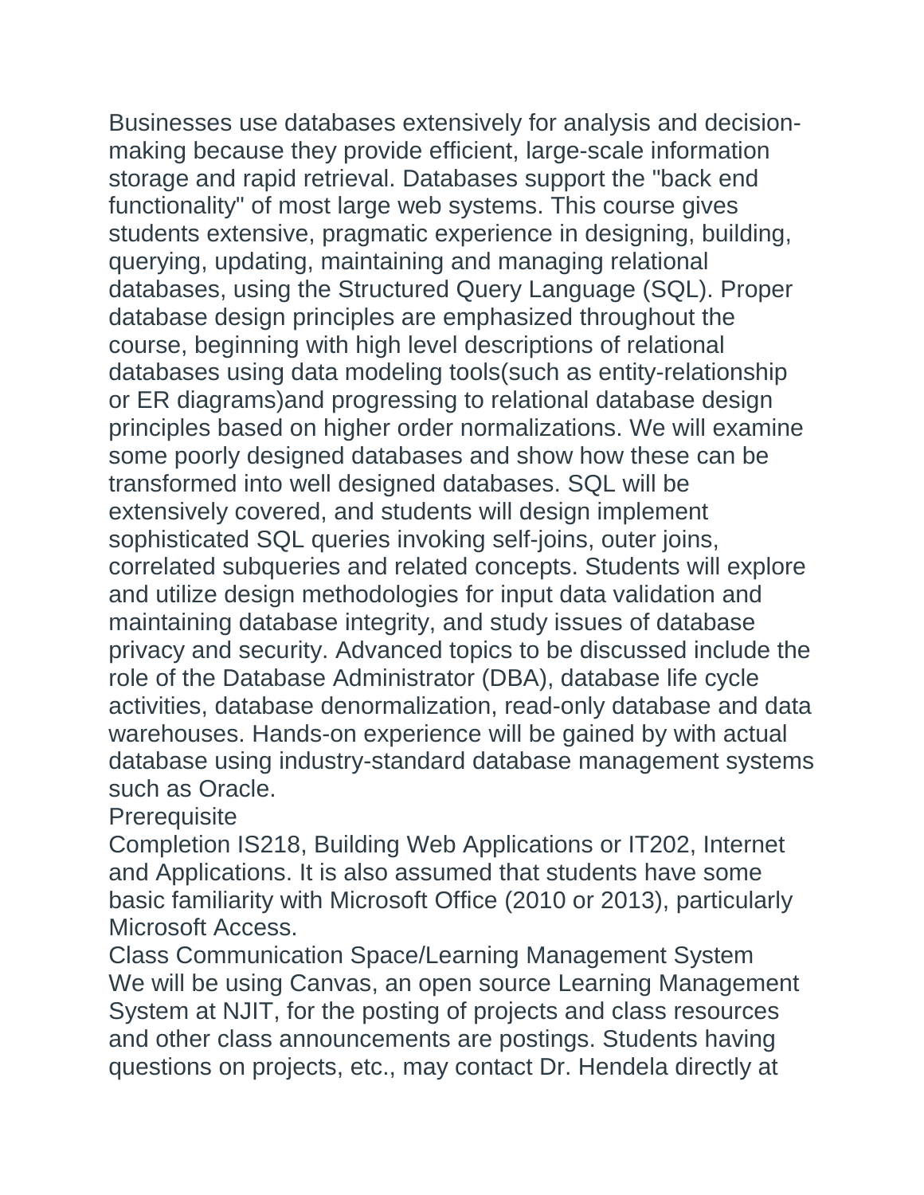Businesses use databases extensively for analysis and decision-making because they provide efficient, large-scale information storage and rapid retrieval. Databases support the "back end functionality" of most large web systems. This course gives students extensive, pragmatic experience in designing, building, querying, updating, maintaining and managing relational databases, using the Structured Query Language (SQL). Proper database design principles are emphasized throughout the course, beginning with high level descriptions of relational databases using data modeling tools(such as entity-relationship or ER diagrams)and progressing to relational database design principles based on higher order normalizations. We will examine some poorly designed databases and show how these can be transformed into well designed databases. SQL will be extensively covered, and students will design implement sophisticated SQL queries invoking self-joins, outer joins, correlated subqueries and related concepts. Students will explore and utilize design methodologies for input data validation and maintaining database integrity, and study issues of database privacy and security. Advanced topics to be discussed include the role of the Database Administrator (DBA), database life cycle activities, database denormalization, read-only database and data warehouses. Hands-on experience will be gained by with actual database using industry-standard database management systems such as Oracle.

Prerequisite

Completion IS218, Building Web Applications or IT202, Internet and Applications. It is also assumed that students have some basic familiarity with Microsoft Office (2010 or 2013), particularly Microsoft Access.

Class Communication Space/Learning Management System

We will be using Canvas, an open source Learning Management System at NJIT, for the posting of projects and class resources and other class announcements are postings. Students having questions on projects, etc., may contact Dr. Hendela directly at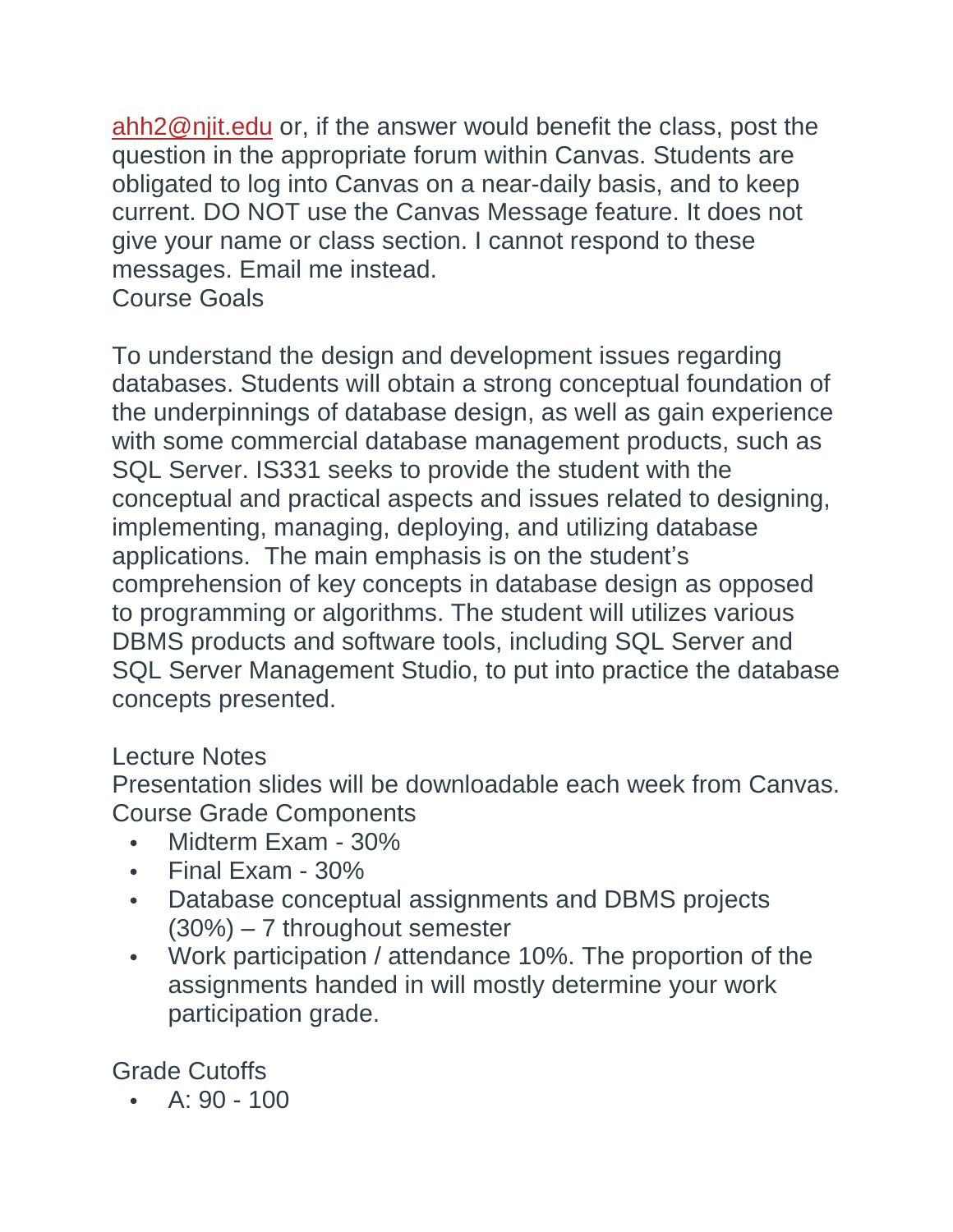ahh2@njit.edu or, if the answer would benefit the class, post the question in the appropriate forum within Canvas. Students are obligated to log into Canvas on a near-daily basis, and to keep current. DO NOT use the Canvas Message feature. It does not give your name or class section. I cannot respond to these messages. Email me instead.

## Course Goals

To understand the design and development issues regarding databases. Students will obtain a strong conceptual foundation of the underpinnings of database design, as well as gain experience with some commercial database management products, such as SQL Server. IS331 seeks to provide the student with the conceptual and practical aspects and issues related to designing, implementing, managing, deploying, and utilizing database applications. The main emphasis is on the student's comprehension of key concepts in database design as opposed to programming or algorithms. The student will utilizes various DBMS products and software tools, including SQL Server and SQL Server Management Studio, to put into practice the database concepts presented.

## Lecture Notes

Presentation slides will be downloadable each week from Canvas.

## Course Grade Components

- Midterm Exam - 30%
- Final Exam - 30%
- Database conceptual assignments and DBMS projects (30%) – 7 throughout semester
- Work participation / attendance 10%. The proportion of the assignments handed in will mostly determine your work participation grade.

## Grade Cutoffs

- A: 90 - 100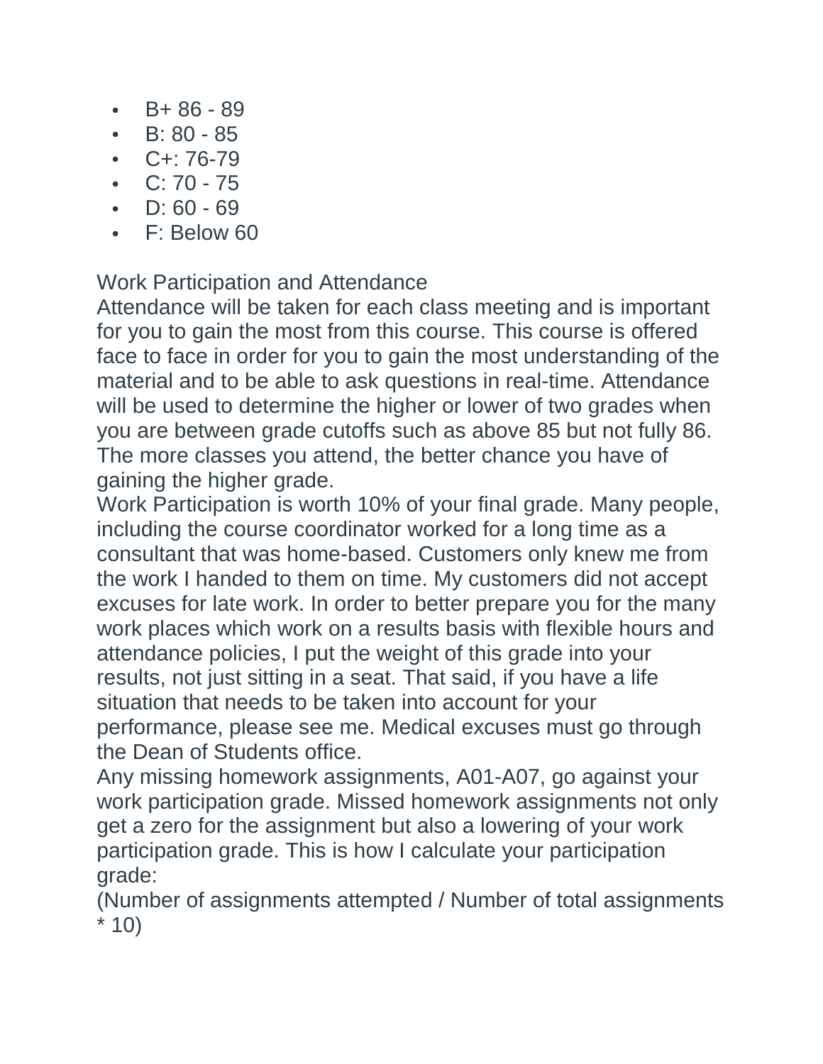- B+ 86 - 89
- B: 80 - 85
- C+: 76-79
- C: 70 - 75
- D: 60 - 69
- F: Below 60

Work Participation and Attendance

Attendance will be taken for each class meeting and is important for you to gain the most from this course. This course is offered face to face in order for you to gain the most understanding of the material and to be able to ask questions in real-time. Attendance will be used to determine the higher or lower of two grades when you are between grade cutoffs such as above 85 but not fully 86. The more classes you attend, the better chance you have of gaining the higher grade.

Work Participation is worth 10% of your final grade. Many people, including the course coordinator worked for a long time as a consultant that was home-based. Customers only knew me from the work I handed to them on time. My customers did not accept excuses for late work. In order to better prepare you for the many work places which work on a results basis with flexible hours and attendance policies, I put the weight of this grade into your results, not just sitting in a seat. That said, if you have a life situation that needs to be taken into account for your performance, please see me. Medical excuses must go through the Dean of Students office.

Any missing homework assignments, A01-A07, go against your work participation grade. Missed homework assignments not only get a zero for the assignment but also a lowering of your work participation grade. This is how I calculate your participation grade:

(Number of assignments attempted / Number of total assignments * 10)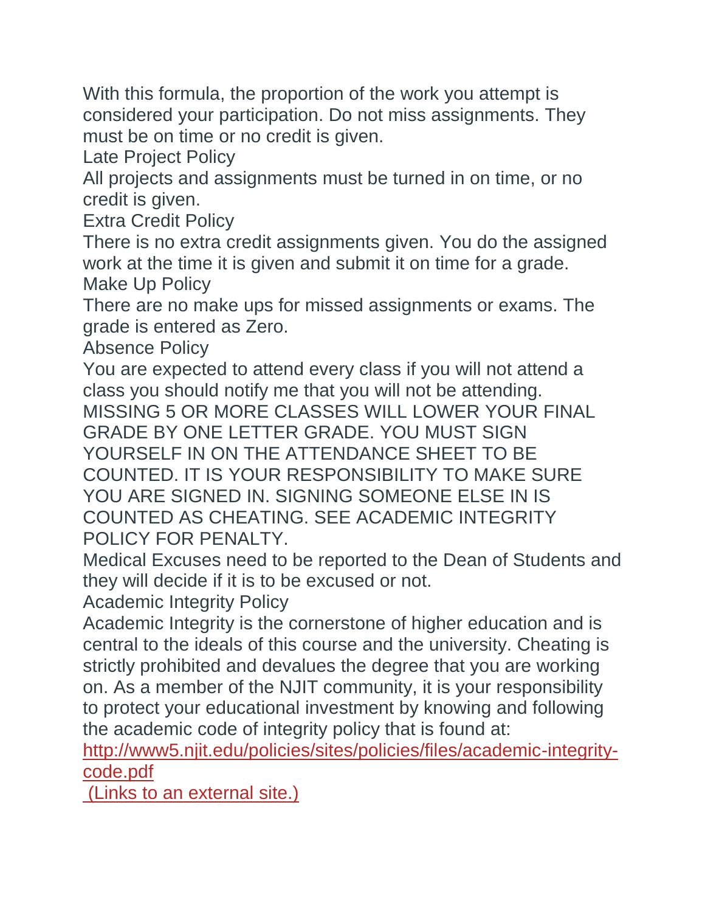With this formula, the proportion of the work you attempt is considered your participation. Do not miss assignments. They must be on time or no credit is given.

## Late Project Policy

All projects and assignments must be turned in on time, or no credit is given.

## Extra Credit Policy

There is no extra credit assignments given. You do the assigned work at the time it is given and submit it on time for a grade.

## Make Up Policy

There are no make ups for missed assignments or exams. The grade is entered as Zero.

## Absence Policy

You are expected to attend every class if you will not attend a class you should notify me that you will not be attending. MISSING 5 OR MORE CLASSES WILL LOWER YOUR FINAL GRADE BY ONE LETTER GRADE. YOU MUST SIGN YOURSELF IN ON THE ATTENDANCE SHEET TO BE COUNTED. IT IS YOUR RESPONSIBILITY TO MAKE SURE YOU ARE SIGNED IN. SIGNING SOMEONE ELSE IN IS COUNTED AS CHEATING. SEE ACADEMIC INTEGRITY POLICY FOR PENALTY.

Medical Excuses need to be reported to the Dean of Students and they will decide if it is to be excused or not.

## Academic Integrity Policy

Academic Integrity is the cornerstone of higher education and is central to the ideals of this course and the university. Cheating is strictly prohibited and devalues the degree that you are working on. As a member of the NJIT community, it is your responsibility to protect your educational investment by knowing and following the academic code of integrity policy that is found at: [http://www5.njit.edu/policies/sites/policies/files/academic-integrity-code.pdf](http://www5.njit.edu/policies/sites/policies/files/academic-integrity-code.pdf) (Links to an external site.)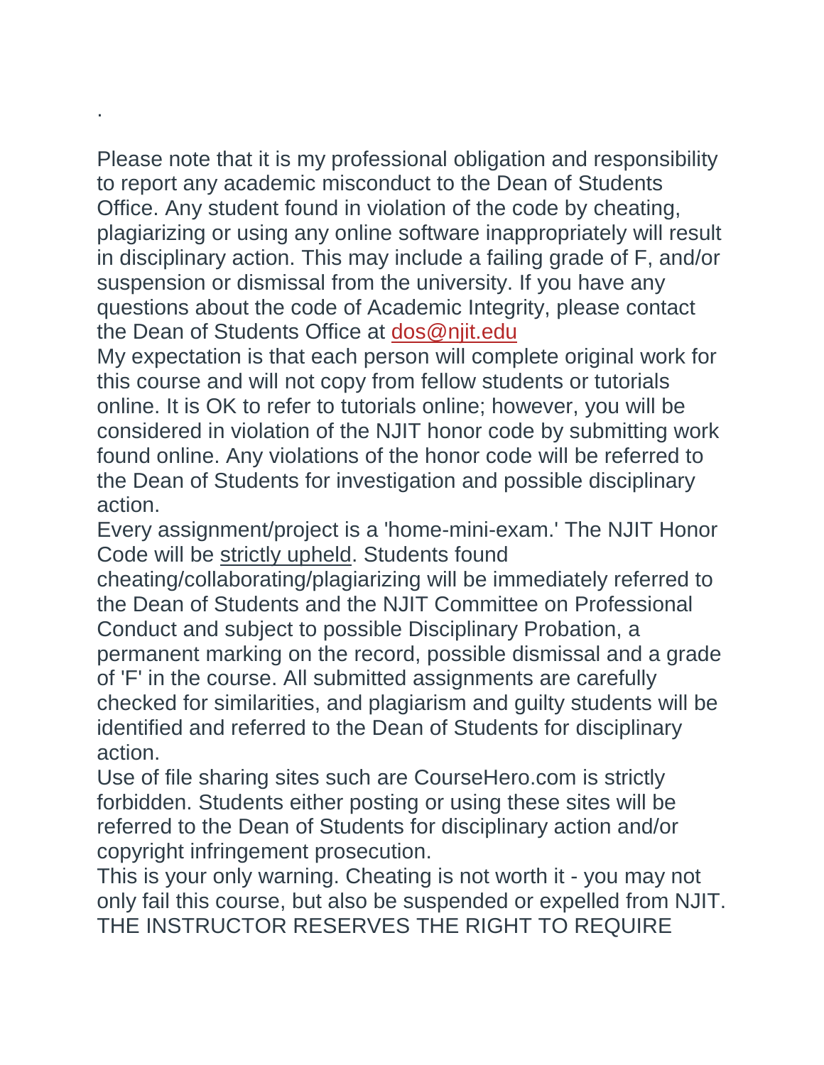.

Please note that it is my professional obligation and responsibility to report any academic misconduct to the Dean of Students Office. Any student found in violation of the code by cheating, plagiarizing or using any online software inappropriately will result in disciplinary action. This may include a failing grade of F, and/or suspension or dismissal from the university. If you have any questions about the code of Academic Integrity, please contact the Dean of Students Office at dos@njit.edu

My expectation is that each person will complete original work for this course and will not copy from fellow students or tutorials online. It is OK to refer to tutorials online; however, you will be considered in violation of the NJIT honor code by submitting work found online. Any violations of the honor code will be referred to the Dean of Students for investigation and possible disciplinary action.

Every assignment/project is a 'home-mini-exam.' The NJIT Honor Code will be strictly upheld. Students found cheating/collaborating/plagiarizing will be immediately referred to the Dean of Students and the NJIT Committee on Professional Conduct and subject to possible Disciplinary Probation, a permanent marking on the record, possible dismissal and a grade of 'F' in the course. All submitted assignments are carefully checked for similarities, and plagiarism and guilty students will be identified and referred to the Dean of Students for disciplinary action.

Use of file sharing sites such are CourseHero.com is strictly forbidden. Students either posting or using these sites will be referred to the Dean of Students for disciplinary action and/or copyright infringement prosecution.

This is your only warning. Cheating is not worth it - you may not only fail this course, but also be suspended or expelled from NJIT.

THE INSTRUCTOR RESERVES THE RIGHT TO REQUIRE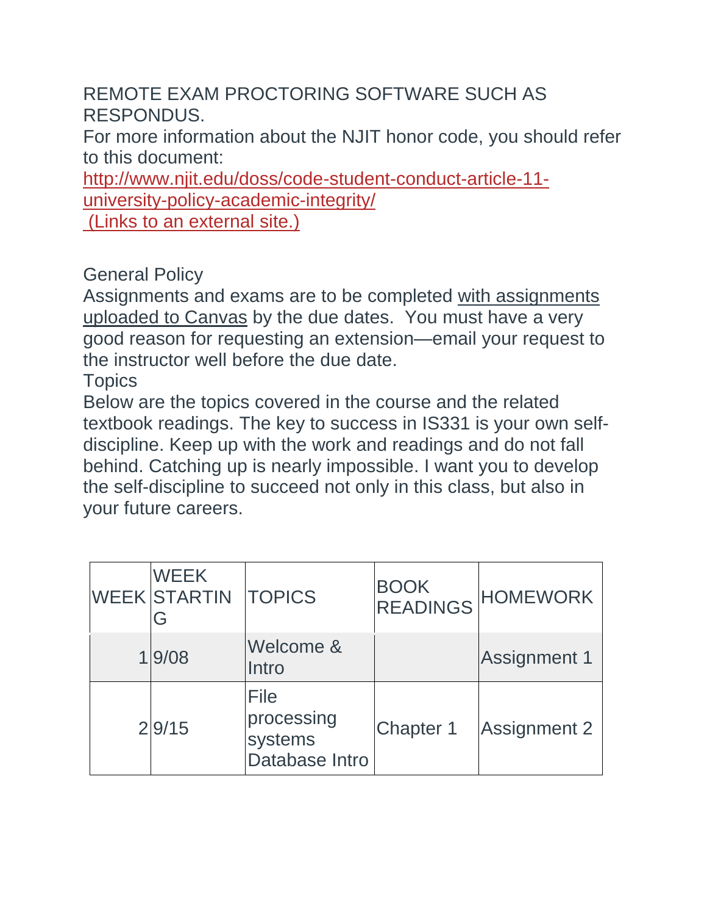REMOTE EXAM PROCTORING SOFTWARE SUCH AS RESPONDUS.

For more information about the NJIT honor code, you should refer to this document:
[http://www.njit.edu/doss/code-student-conduct-article-11-university-policy-academic-integrity/](http://www.njit.edu/doss/code-student-conduct-article-11-university-policy-academic-integrity/)
(Links to an external site.)

General Policy

Assignments and exams are to be completed with assignments uploaded to Canvas by the due dates. You must have a very good reason for requesting an extension—email your request to the instructor well before the due date.

Topics

Below are the topics covered in the course and the related textbook readings. The key to success in IS331 is your own self-discipline. Keep up with the work and readings and do not fall behind. Catching up is nearly impossible. I want you to develop the self-discipline to succeed not only in this class, but also in your future careers.

| WEEK | WEEK STARTING | TOPICS | BOOK READINGS | HOMEWORK |
|---|---|---|---|---|
| 1 | 9/08 | Welcome & Intro | | Assignment 1 |
| 2 | 9/15 | File processing systems Database Intro | Chapter 1 | Assignment 2 |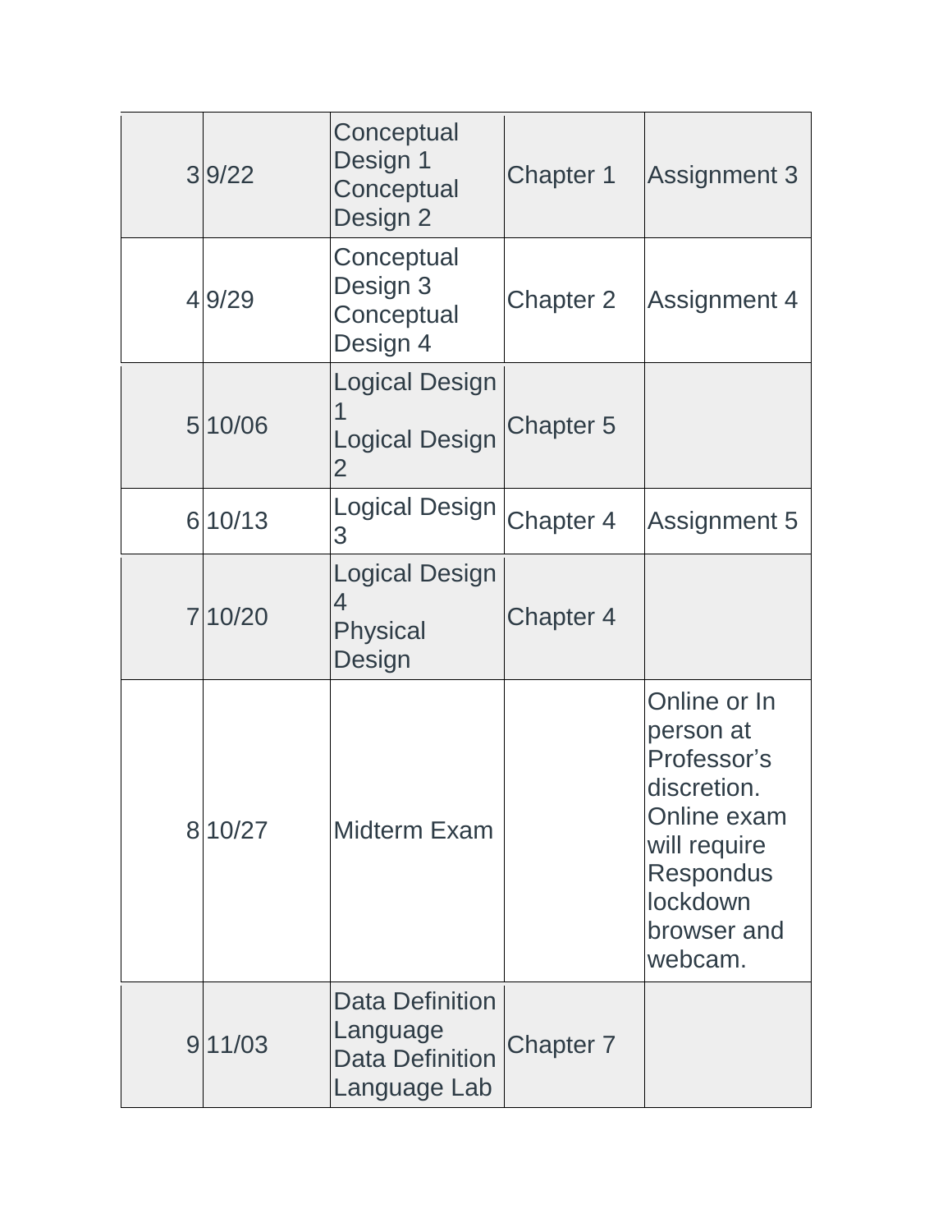| | | | | |
|---|---|---|---|---|
| 3 | 9/22 | Conceptual Design 1<br>Conceptual Design 2 | Chapter 1 | Assignment 3 |
| 4 | 9/29 | Conceptual Design 3<br>Conceptual Design 4 | Chapter 2 | Assignment 4 |
| 5 | 10/06 | Logical Design 1<br>Logical Design 2 | Chapter 5 | |
| 6 | 10/13 | Logical Design 3 | Chapter 4 | Assignment 5 |
| 7 | 10/20 | Logical Design 4<br>Physical Design | Chapter 4 | |
| 8 | 10/27 | Midterm Exam | | Online or In person at Professor’s discretion. Online exam will require Respondus lockdown browser and webcam. |
| 9 | 11/03 | Data Definition Language<br>Data Definition Language Lab | Chapter 7 | |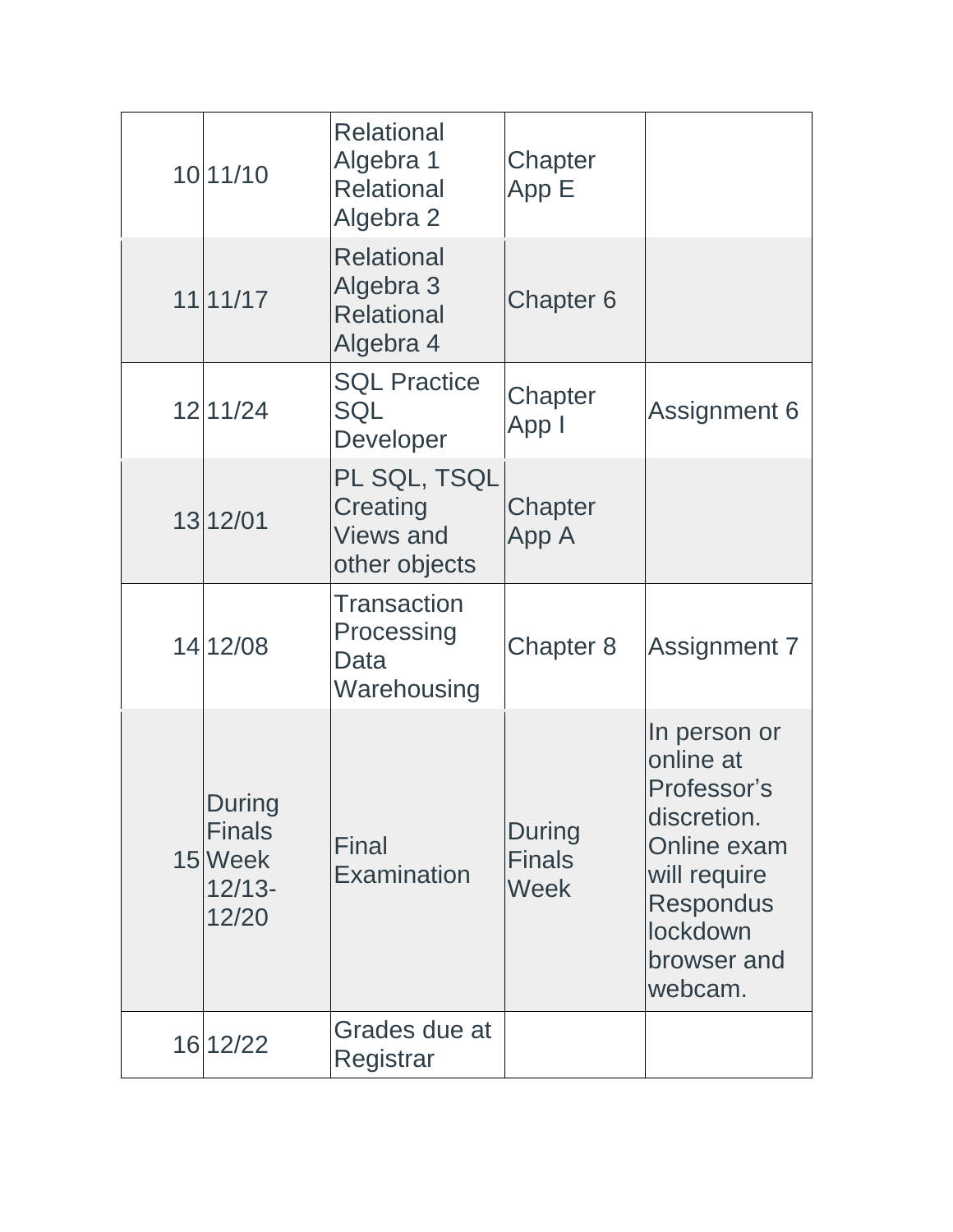| 10 | 11/10 | Relational Algebra 1 Relational Algebra 2 | Chapter App E | |
|---|---|---|---|---|
| 11 | 11/17 | Relational Algebra 3 Relational Algebra 4 | Chapter 6 | |
| 12 | 11/24 | SQL Practice SQL Developer | Chapter App I | Assignment 6 |
| 13 | 12/01 | PL SQL, TSQL Creating Views and other objects | Chapter App A | |
| 14 | 12/08 | Transaction Processing Data Warehousing | Chapter 8 | Assignment 7 |
| 15 | During Finals Week 12/13-12/20 | Final Examination | During Finals Week | In person or online at Professor's discretion. Online exam will require Respondus lockdown browser and webcam. |
| 16 | 12/22 | Grades due at Registrar | | |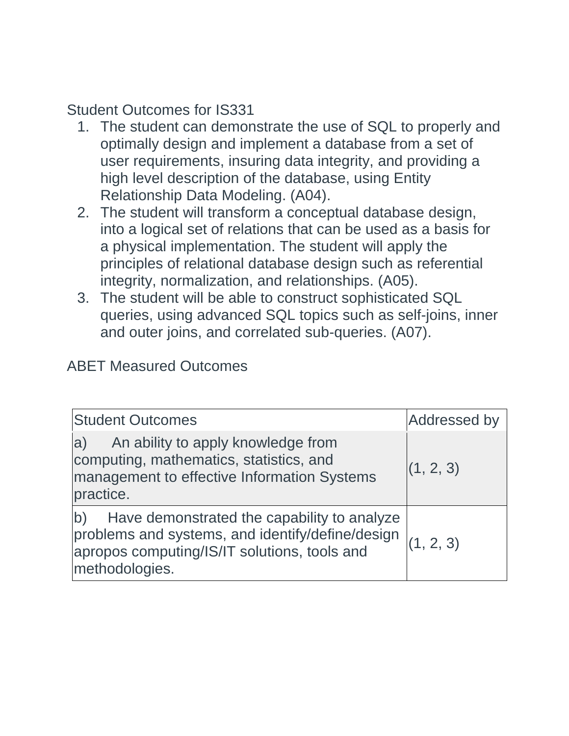Student Outcomes for IS331

1. The student can demonstrate the use of SQL to properly and optimally design and implement a database from a set of user requirements, insuring data integrity, and providing a high level description of the database, using Entity Relationship Data Modeling. (A04).
2. The student will transform a conceptual database design, into a logical set of relations that can be used as a basis for a physical implementation. The student will apply the principles of relational database design such as referential integrity, normalization, and relationships. (A05).
3. The student will be able to construct sophisticated SQL queries, using advanced SQL topics such as self-joins, inner and outer joins, and correlated sub-queries. (A07).

ABET Measured Outcomes

| Student Outcomes | Addressed by |
|---|---|
| a) An ability to apply knowledge from computing, mathematics, statistics, and management to effective Information Systems practice. | (1, 2, 3) |
| b) Have demonstrated the capability to analyze problems and systems, and identify/define/design apropos computing/IS/IT solutions, tools and methodologies. | (1, 2, 3) |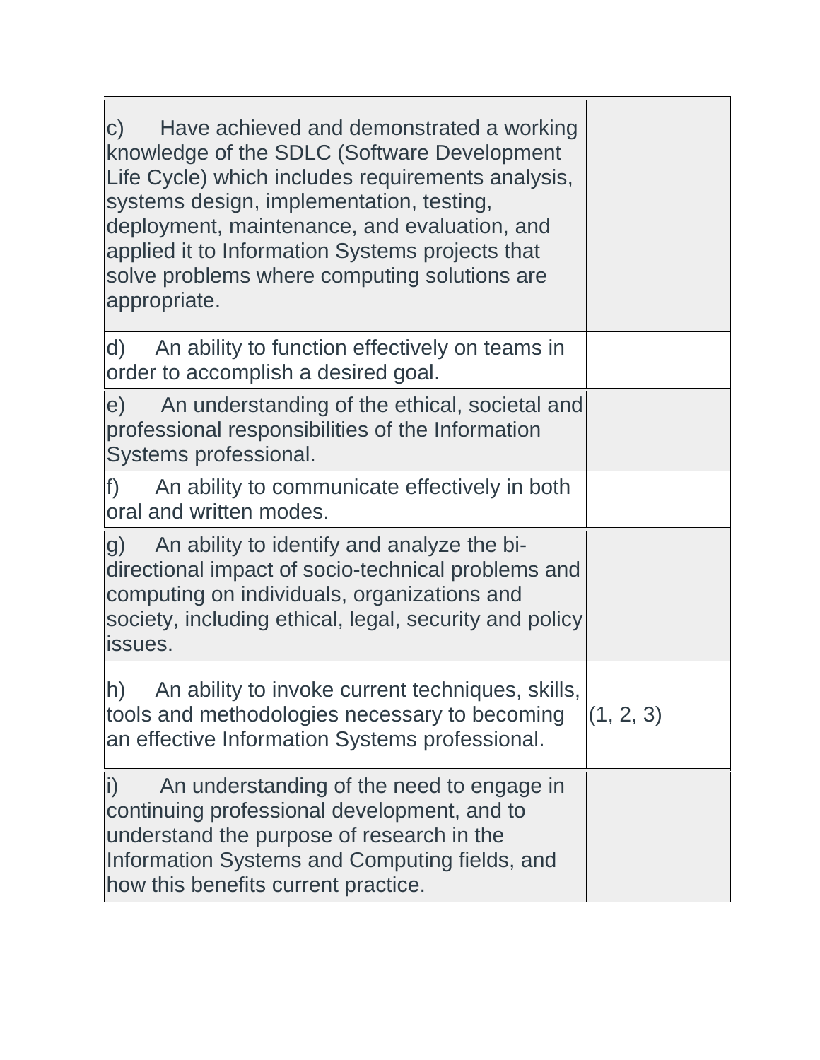| | |
|---|---|
| c) Have achieved and demonstrated a working knowledge of the SDLC (Software Development Life Cycle) which includes requirements analysis, systems design, implementation, testing, deployment, maintenance, and evaluation, and applied it to Information Systems projects that solve problems where computing solutions are appropriate. | |
| d) An ability to function effectively on teams in order to accomplish a desired goal. | |
| e) An understanding of the ethical, societal and professional responsibilities of the Information Systems professional. | |
| f) An ability to communicate effectively in both oral and written modes. | |
| g) An ability to identify and analyze the bi-directional impact of socio-technical problems and computing on individuals, organizations and society, including ethical, legal, security and policy issues. | |
| h) An ability to invoke current techniques, skills, tools and methodologies necessary to becoming an effective Information Systems professional. | (1, 2, 3) |
| i) An understanding of the need to engage in continuing professional development, and to understand the purpose of research in the Information Systems and Computing fields, and how this benefits current practice. | |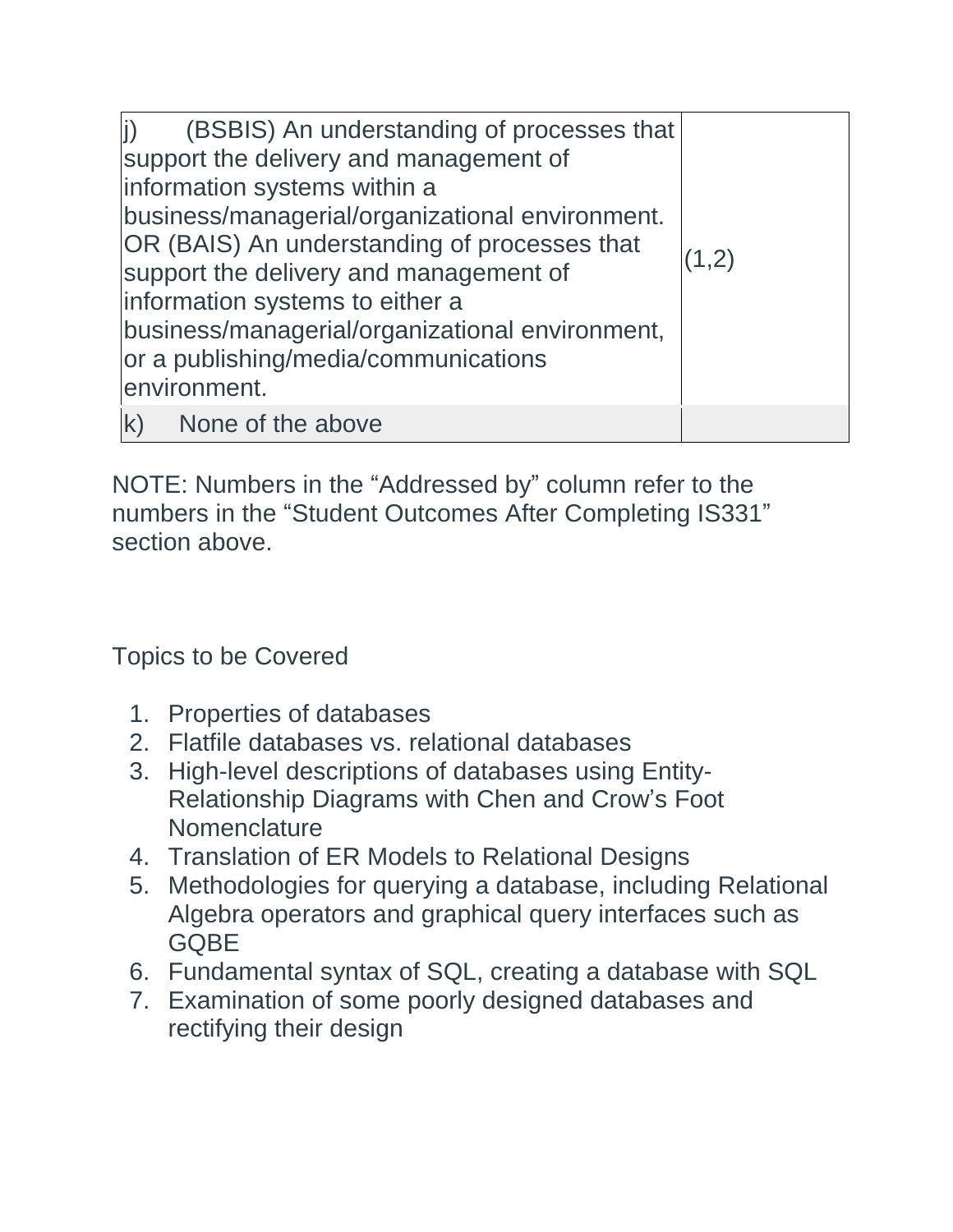| | |
|---|---|
| j) (BSBIS) An understanding of processes that support the delivery and management of information systems within a business/managerial/organizational environment. OR (BAIS) An understanding of processes that support the delivery and management of information systems to either a business/managerial/organizational environment, or a publishing/media/communications environment. | (1,2) |
| k) None of the above | |

NOTE: Numbers in the “Addressed by” column refer to the numbers in the “Student Outcomes After Completing IS331” section above.

Topics to be Covered

1. Properties of databases
2. Flatfile databases vs. relational databases
3. High-level descriptions of databases using Entity-Relationship Diagrams with Chen and Crow’s Foot Nomenclature
4. Translation of ER Models to Relational Designs
5. Methodologies for querying a database, including Relational Algebra operators and graphical query interfaces such as GQBE
6. Fundamental syntax of SQL, creating a database with SQL
7. Examination of some poorly designed databases and rectifying their design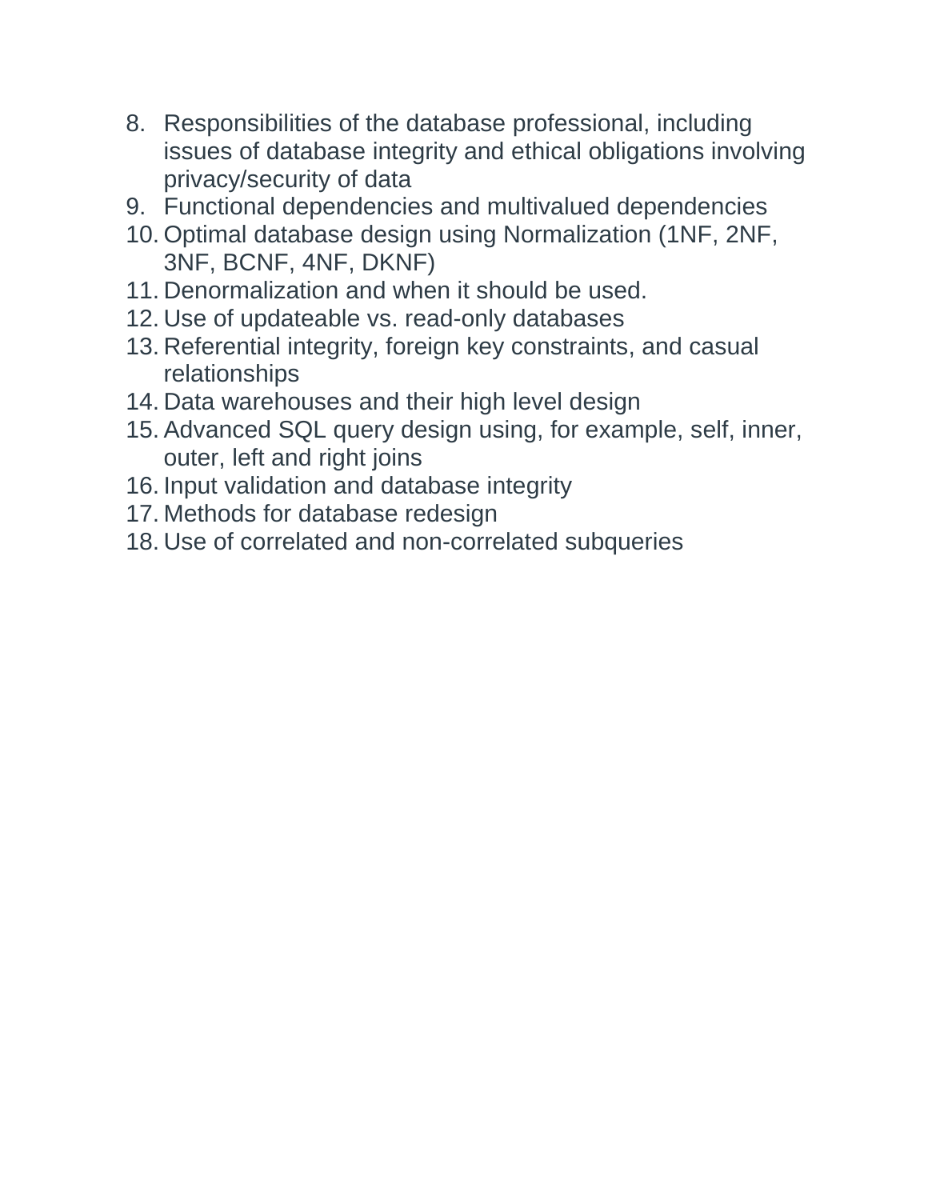8. Responsibilities of the database professional, including issues of database integrity and ethical obligations involving privacy/security of data
9. Functional dependencies and multivalued dependencies
10. Optimal database design using Normalization (1NF, 2NF, 3NF, BCNF, 4NF, DKNF)
11. Denormalization and when it should be used.
12. Use of updateable vs. read-only databases
13. Referential integrity, foreign key constraints, and casual relationships
14. Data warehouses and their high level design
15. Advanced SQL query design using, for example, self, inner, outer, left and right joins
16. Input validation and database integrity
17. Methods for database redesign
18. Use of correlated and non-correlated subqueries